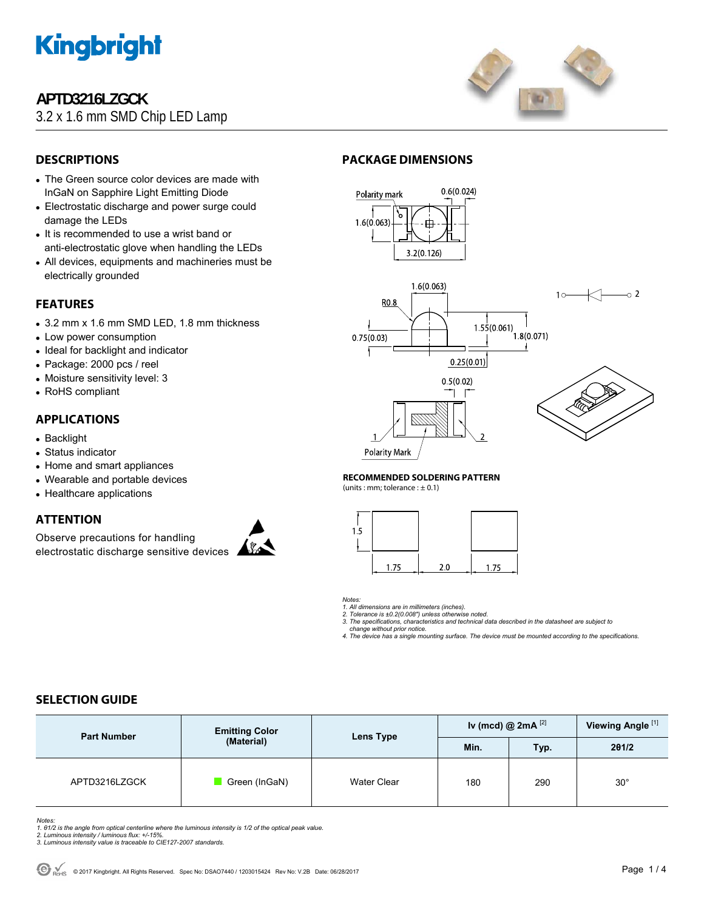# APTD3216LZGCK

3.2 x 1.6 mm SMD Chip LED Lamp

## DESCRIPTIONS

- The Green source color devices are made with InGaN on Sapphire Light Emitting Diode
- Electrostatic discharge and power surge could damage the LEDs
- It is recommended to use a wrist band or anti-electrostatic glove when handling the LEDs
- All devices, equipments and machineries must be electrically grounded

## FEATURES

- 3.2 mm x 1.6 mm SMD LED, 1.8 mm thickness
- Low power consumption
- Ideal for backlight and indicator
- Package: 2000 pcs / reel
- Moisture sensitivity level: 3
- RoHS compliant

## APPLICATIONS

- Backlight
- Status indicator
- Home and smart appliances
- Wearable and portable devices
- Healthcare applications

## ATTENTION

Observe precautions for handling electrostatic discharge sensitive devices

## PACKAGE DIMENSIONS

### RECOMMENDED SOLDERING PATTERN

(units : mm; tolerance : ± 0.1)

*Notes:*
*1. All dimensions are in millimeters (inches).*
*2. Tolerance is ±0.2(0.008") unless otherwise noted.*
*3. The specifications, characteristics and technical data described in the datasheet are subject to change without prior notice.*
*4. The device has a single mounting surface. The device must be mounted according to the specifications.*

## SELECTION GUIDE

| Part Number | Emitting Color (Material) | Lens Type | Iv (mcd) @ 2mA [2] | | Viewing Angle [1] |
|---|---|---|---|---|---|
| | | | Min. | Typ. | 2θ1/2 |
| APTD3216LZGCK | Green (InGaN) | Water Clear | 180 | 290 | 30° |

*Notes:*
*1. θ1/2 is the angle from optical centerline where the luminous intensity is 1/2 of the optical peak value.*
*2. Luminous intensity / luminous flux: +/-15%.*
*3. Luminous intensity value is traceable to CIE127-2007 standards.*

© 2017 Kingbright. All Rights Reserved. Spec No: DSAO7440 / 1203015424 Rev No: V.2B Date: 06/28/2017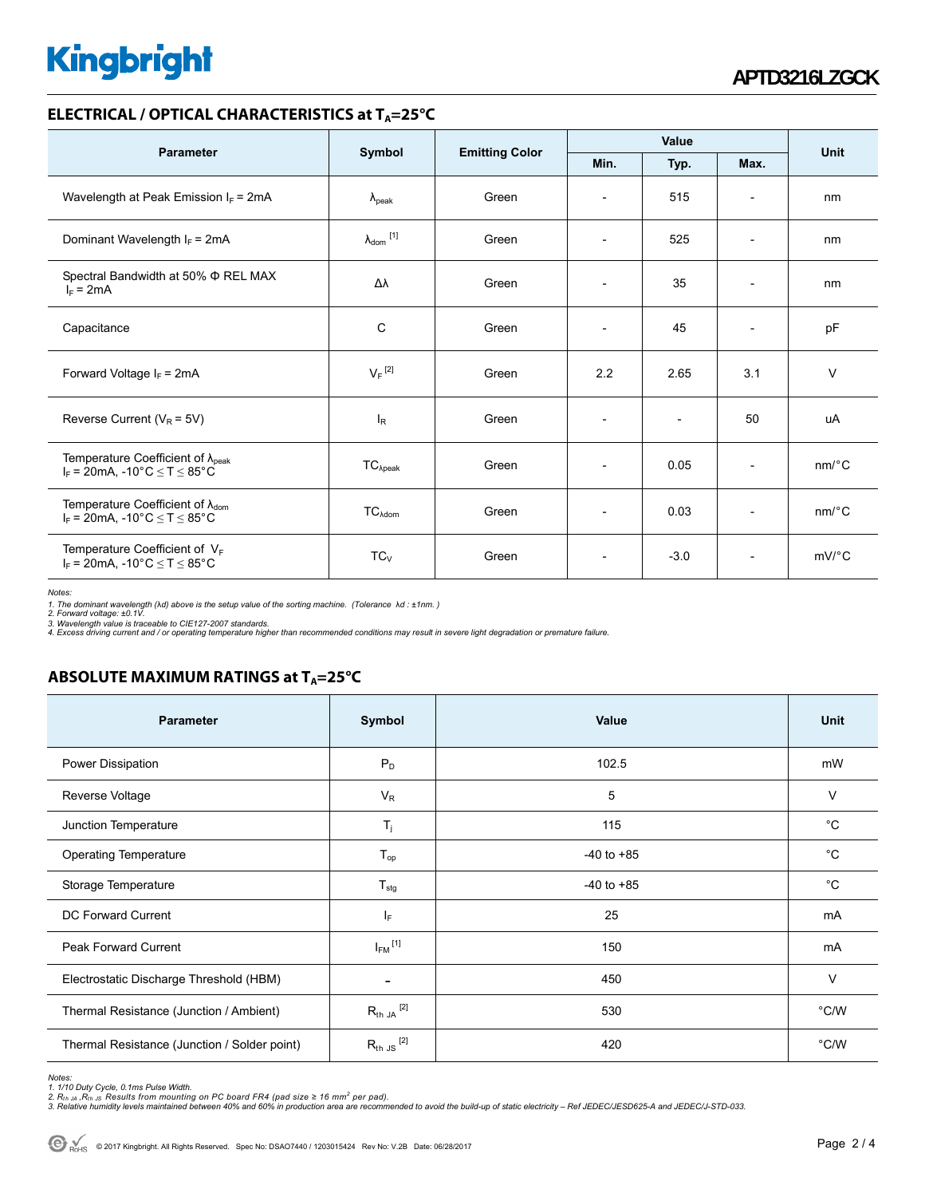## ELECTRICAL / OPTICAL CHARACTERISTICS at $T_A$=25°C

| Parameter | Symbol | Emitting Color | Value | | | Unit |
|---|---|---|---|---|---|---|
| | | | Min. | Typ. | Max. | |
| Wavelength at Peak Emission $I_F$ = 2mA | $\lambda_{peak}$ | Green | - | 515 | - | nm |
| Dominant Wavelength $I_F$ = 2mA | $\lambda_{dom}$ [1] | Green | - | 525 | - | nm |
| Spectral Bandwidth at 50% Φ REL MAX $I_F$ = 2mA | Δλ | Green | - | 35 | - | nm |
| Capacitance | C | Green | - | 45 | - | pF |
| Forward Voltage $I_F$ = 2mA | $V_F$ [2] | Green | 2.2 | 2.65 | 3.1 | V |
| Reverse Current ($V_R$ = 5V) | $I_R$ | Green | - | - | 50 | uA |
| Temperature Coefficient of $\lambda_{peak}$ $I_F$ = 20mA, -10°C ≤ T ≤ 85°C | $TC_{\lambda peak}$ | Green | - | 0.05 | - | nm/°C |
| Temperature Coefficient of $\lambda_{dom}$ $I_F$ = 20mA, -10°C ≤ T ≤ 85°C | $TC_{\lambda dom}$ | Green | - | 0.03 | - | nm/°C |
| Temperature Coefficient of $V_F$ $I_F$ = 20mA, -10°C ≤ T ≤ 85°C | $TC_V$ | Green | - | -3.0 | - | mV/°C |

*Notes:*
*1. The dominant wavelength (λd) above is the setup value of the sorting machine. (Tolerance λd : ±1nm. )*
*2. Forward voltage: ±0.1V.*
*3. Wavelength value is traceable to CIE127-2007 standards.*
*4. Excess driving current and / or operating temperature higher than recommended conditions may result in severe light degradation or premature failure.*

## ABSOLUTE MAXIMUM RATINGS at $T_A$=25°C

| Parameter | Symbol | Value | Unit |
|---|---|---|---|
| Power Dissipation | $P_D$ | 102.5 | mW |
| Reverse Voltage | $V_R$ | 5 | V |
| Junction Temperature | $T_j$ | 115 | °C |
| Operating Temperature | $T_{op}$ | -40 to +85 | °C |
| Storage Temperature | $T_{stg}$ | -40 to +85 | °C |
| DC Forward Current | $I_F$ | 25 | mA |
| Peak Forward Current | $I_{FM}$ [1] | 150 | mA |
| Electrostatic Discharge Threshold (HBM) | - | 450 | V |
| Thermal Resistance (Junction / Ambient) | $R_{th\ JA}$ [2] | 530 | °C/W |
| Thermal Resistance (Junction / Solder point) | $R_{th\ JS}$ [2] | 420 | °C/W |

*Notes:*
*1. 1/10 Duty Cycle, 0.1ms Pulse Width.*
*2. $R_{th\ JA}$ ,$R_{th\ JS}$ Results from mounting on PC board FR4 (pad size ≥ 16 $mm^2$ per pad).*
*3. Relative humidity levels maintained between 40% and 60% in production area are recommended to avoid the build-up of static electricity – Ref JEDEC/JESD625-A and JEDEC/J-STD-033.*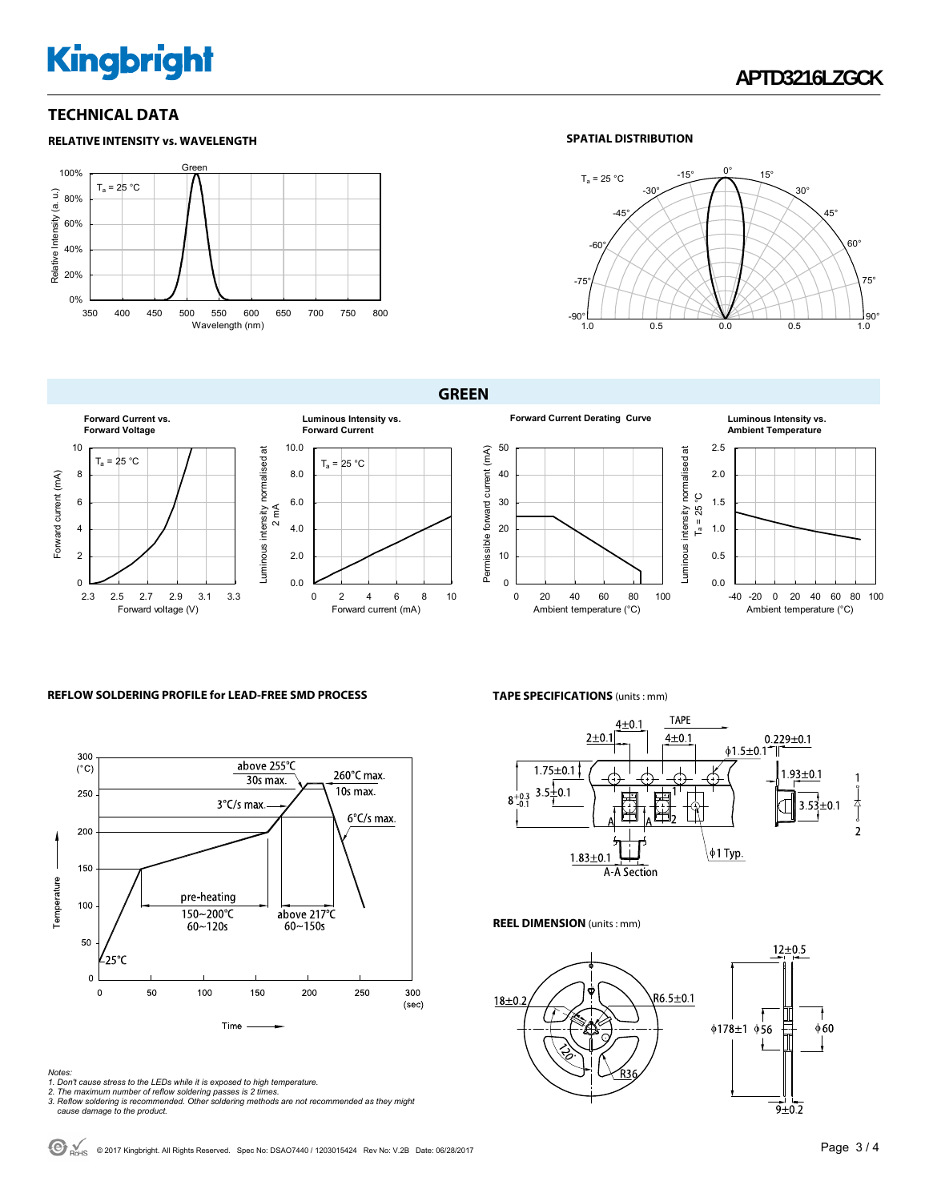## TECHNICAL DATA

### RELATIVE INTENSITY vs. WAVELENGTH

$T_a$ = 25 °C

Green

Relative Intensity (a. u.)

Wavelength (nm)

### SPATIAL DISTRIBUTION

$T_a$ = 25 °C

## GREEN

**Forward Current vs. Forward Voltage**

$T_a$ = 25 °C

Forward current (mA)

Forward voltage (V)

**Luminous Intensity vs. Forward Current**

$T_a$ = 25 °C

Luminous intensity normalised at 2 mA

Forward current (mA)

**Forward Current Derating Curve**

Permissible forward current (mA)

Ambient temperature (°C)

**Luminous Intensity vs. Ambient Temperature**

Luminous intensity normalised at $T_a$ = 25 °C

Ambient temperature (°C)

### REFLOW SOLDERING PROFILE for LEAD-FREE SMD PROCESS

Temperature (°C)

Time (sec)

- 25°C
- pre-heating 150~200°C 60~120s
- 3°C/s max.
- above 255°C 30s max.
- 260°C max. 10s max.
- above 217°C 60~150s
- 6°C/s max.

*Notes:*
*1. Don't cause stress to the LEDs while it is exposed to high temperature.*
*2. The maximum number of reflow soldering passes is 2 times.*
*3. Reflow soldering is recommended. Other soldering methods are not recommended as they might cause damage to the product.*

### TAPE SPECIFICATIONS (units : mm)

TAPE

4±0.1, 2±0.1, 4±0.1, ϕ1.5±0.1, 0.229±0.1, 1.75±0.1, 8 +0.3/-0.1, 3.5±0.1, 1.93±0.1, 3.53±0.1, 1.83±0.1, ϕ1 Typ.

A-A Section

### REEL DIMENSION (units : mm)

18±0.2, R6.5±0.1, 120°, R36, 12±0.5, ϕ178±1, ϕ56, ϕ60, 9±0.2

© 2017 Kingbright. All Rights Reserved. Spec No: DSAO7440 / 1203015424 Rev No: V.2B Date: 06/28/2017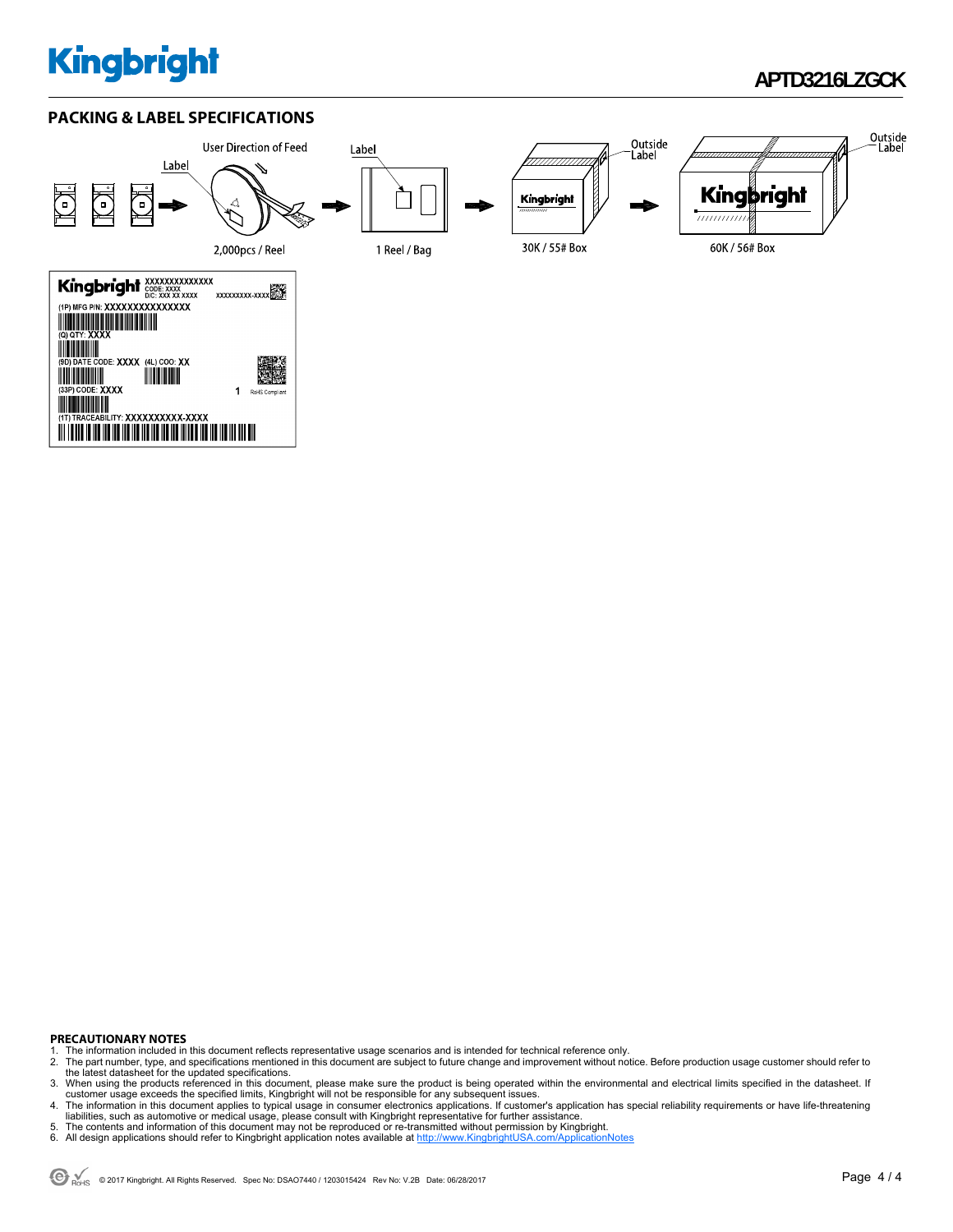## PACKING & LABEL SPECIFICATIONS

User Direction of Feed

Label

Label

Outside Label

Outside Label

2,000pcs / Reel

1 Reel / Bag

30K / 55# Box

60K / 56# Box

Kingbright XXXXXXXXXXXXXX CODE: XXXX D/C: XXX XX XXXX XXXXXXXXX-XXXX

(1P) MFG P/N: XXXXXXXXXXXXXXX

(Q) QTY: XXXX

(9D) DATE CODE: XXXX (4L) COO: XX

(33P) CODE: XXXX 1 RoHS Compliant

(1T) TRACEABILITY: XXXXXXXXXX-XXXX

**PRECAUTIONARY NOTES**

1. The information included in this document reflects representative usage scenarios and is intended for technical reference only.
2. The part number, type, and specifications mentioned in this document are subject to future change and improvement without notice. Before production usage customer should refer to the latest datasheet for the updated specifications.
3. When using the products referenced in this document, please make sure the product is being operated within the environmental and electrical limits specified in the datasheet. If customer usage exceeds the specified limits, Kingbright will not be responsible for any subsequent issues.
4. The information in this document applies to typical usage in consumer electronics applications. If customer's application has special reliability requirements or have life-threatening liabilities, such as automotive or medical usage, please consult with Kingbright representative for further assistance.
5. The contents and information of this document may not be reproduced or re-transmitted without permission by Kingbright.
6. All design applications should refer to Kingbright application notes available at http://www.KingbrightUSA.com/ApplicationNotes

© 2017 Kingbright. All Rights Reserved. Spec No: DSAO7440 / 1203015424 Rev No: V.2B Date: 06/28/2017